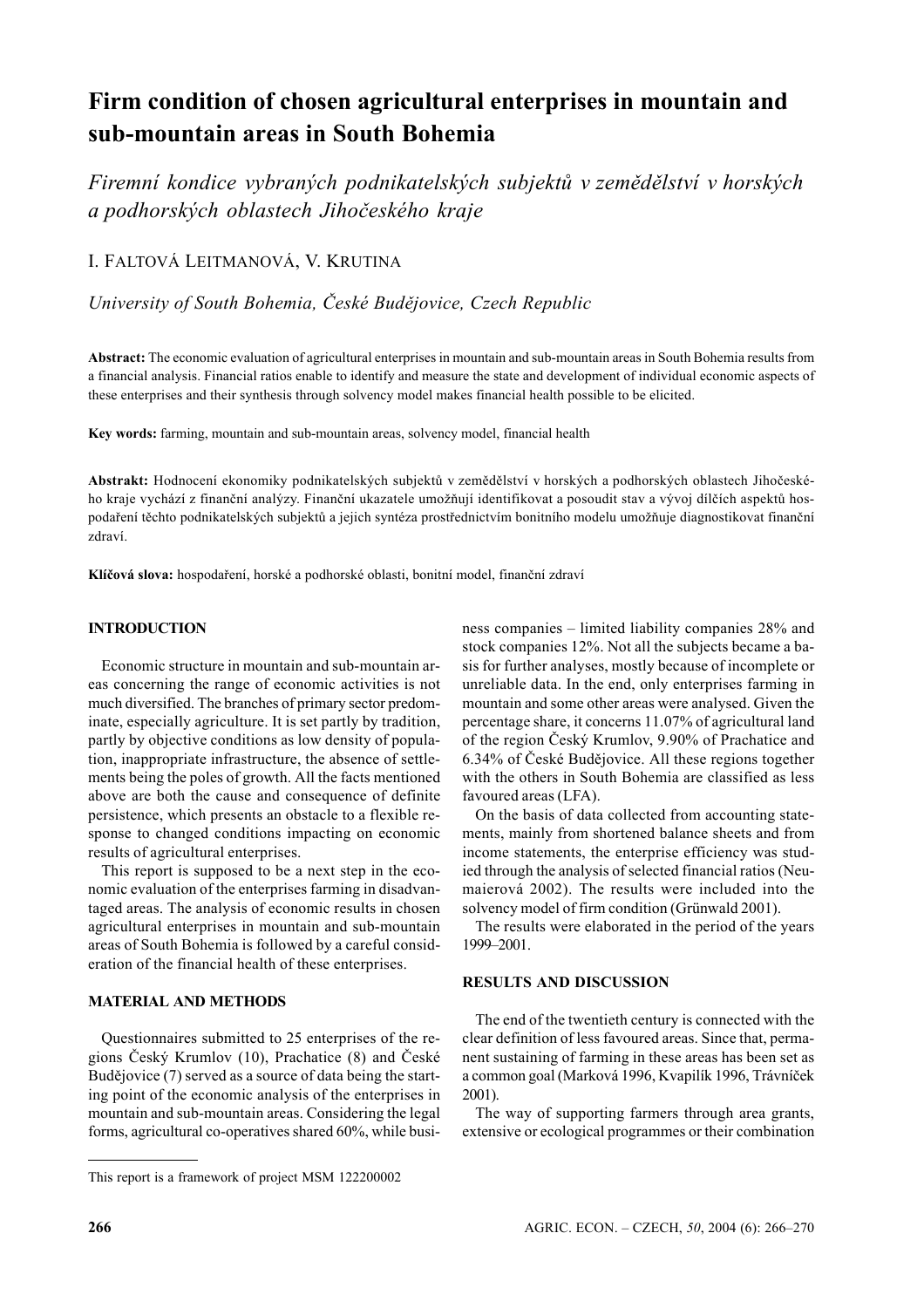# Firm condition of chosen agricultural enterprises in mountain and sub-mountain areas in South Bohemia

*Firemní kondice vybraných podnikatelských subjektů v zemědělství v horských a podhorských oblastech Jihočeského kraje*

I. FALTOVÁ LEITMANOVÁ, V. KRUTINA

*University of South Bohemia, České Budějovice, Czech Republic*

**Abstract:** The economic evaluation of agricultural enterprises in mountain and sub-mountain areas in South Bohemia results from a financial analysis. Financial ratios enable to identify and measure the state and development of individual economic aspects of these enterprises and their synthesis through solvency model makes financial health possible to be elicited.

**Key words:** farming, mountain and sub-mountain areas, solvency model, financial health

**Abstrakt:** Hodnocení ekonomiky podnikatelských subjektů v zemědělství v horských a podhorských oblastech Jihočeského kraje vychází z finanční analýzy. Finanční ukazatele umožňují identifikovat a posoudit stav a vývoj dílčích aspektů hospodaření těchto podnikatelských subjektů a jejich syntéza prostřednictvím bonitního modelu umožňuje diagnostikovat finanční zdraví.

**Klíčová slova:** hospodaření, horské a podhorské oblasti, bonitní model, finanční zdraví

## INTRODUCTION

Economic structure in mountain and sub-mountain areas concerning the range of economic activities is not much diversified. The branches of primary sector predominate, especially agriculture. It is set partly by tradition, partly by objective conditions as low density of population, inappropriate infrastructure, the absence of settlements being the poles of growth. All the facts mentioned above are both the cause and consequence of definite persistence, which presents an obstacle to a flexible response to changed conditions impacting on economic results of agricultural enterprises.

This report is supposed to be a next step in the economic evaluation of the enterprises farming in disadvantaged areas. The analysis of economic results in chosen agricultural enterprises in mountain and sub-mountain areas of South Bohemia is followed by a careful consideration of the financial health of these enterprises.

## MATERIAL AND METHODS

Questionnaires submitted to 25 enterprises of the regions Český Krumlov (10), Prachatice (8) and České Budějovice (7) served as a source of data being the starting point of the economic analysis of the enterprises in mountain and sub-mountain areas. Considering the legal forms, agricultural co-operatives shared 60%, while business companies – limited liability companies 28% and stock companies 12%. Not all the subjects became a basis for further analyses, mostly because of incomplete or unreliable data. In the end, only enterprises farming in mountain and some other areas were analysed. Given the percentage share, it concerns 11.07% of agricultural land of the region Český Krumlov, 9.90% of Prachatice and 6.34% of České Budějovice. All these regions together with the others in South Bohemia are classified as less favoured areas (LFA).

On the basis of data collected from accounting statements, mainly from shortened balance sheets and from income statements, the enterprise efficiency was studied through the analysis of selected financial ratios (Neumaierová 2002). The results were included into the solvency model of firm condition (Grünwald 2001).

The results were elaborated in the period of the years 1999–2001.

## RESULTS AND DISCUSSION

The end of the twentieth century is connected with the clear definition of less favoured areas. Since that, permanent sustaining of farming in these areas has been set as a common goal (Marková 1996, Kvapilík 1996, Trávníček 2001).

The way of supporting farmers through area grants, extensive or ecological programmes or their combination

This report is a framework of project MSM 122200002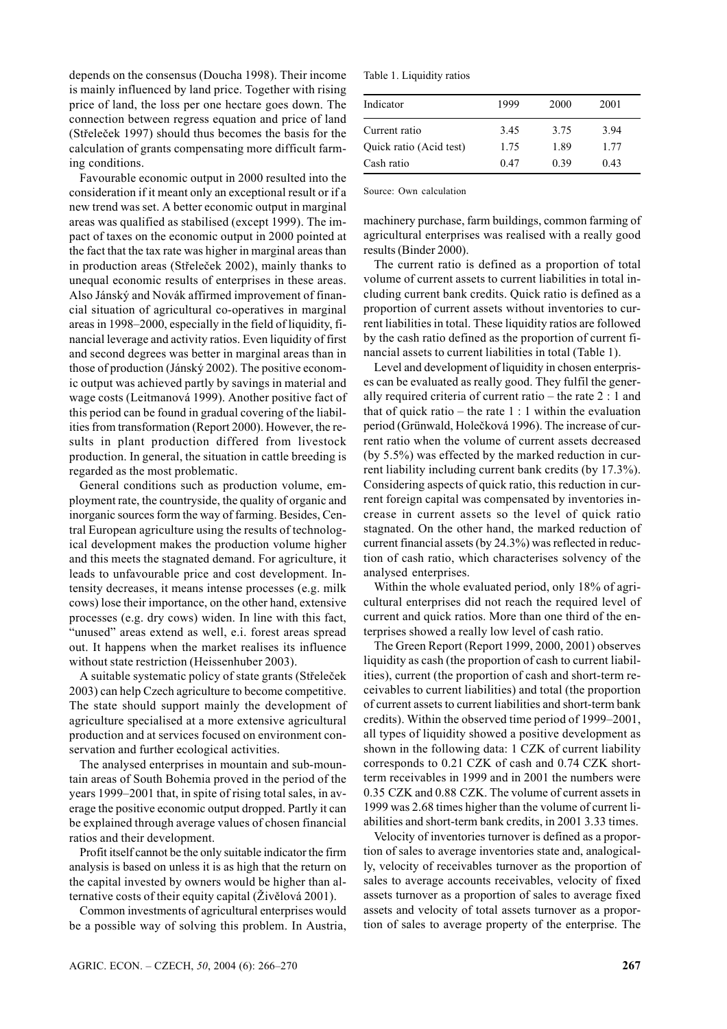depends on the consensus (Doucha 1998). Their income is mainly influenced by land price. Together with rising price of land, the loss per one hectare goes down. The connection between regress equation and price of land (Střeleček 1997) should thus becomes the basis for the calculation of grants compensating more difficult farming conditions.

Favourable economic output in 2000 resulted into the consideration if it meant only an exceptional result or if a new trend was set. A better economic output in marginal areas was qualified as stabilised (except 1999). The impact of taxes on the economic output in 2000 pointed at the fact that the tax rate was higher in marginal areas than in production areas (Střeleček 2002), mainly thanks to unequal economic results of enterprises in these areas. Also Jánský and Novák affirmed improvement of financial situation of agricultural co-operatives in marginal areas in 1998–2000, especially in the field of liquidity, financial leverage and activity ratios. Even liquidity of first and second degrees was better in marginal areas than in those of production (Jánský 2002). The positive economic output was achieved partly by savings in material and wage costs (Leitmanová 1999). Another positive fact of this period can be found in gradual covering of the liabilities from transformation (Report 2000). However, the results in plant production differed from livestock production. In general, the situation in cattle breeding is regarded as the most problematic.

General conditions such as production volume, employment rate, the countryside, the quality of organic and inorganic sources form the way of farming. Besides, Central European agriculture using the results of technological development makes the production volume higher and this meets the stagnated demand. For agriculture, it leads to unfavourable price and cost development. Intensity decreases, it means intense processes (e.g. milk cows) lose their importance, on the other hand, extensive processes (e.g. dry cows) widen. In line with this fact, "unused" areas extend as well, e.i. forest areas spread out. It happens when the market realises its influence without state restriction (Heissenhuber 2003).

A suitable systematic policy of state grants (Střeleček 2003) can help Czech agriculture to become competitive. The state should support mainly the development of agriculture specialised at a more extensive agricultural production and at services focused on environment conservation and further ecological activities.

The analysed enterprises in mountain and sub-mountain areas of South Bohemia proved in the period of the years 1999–2001 that, in spite of rising total sales, in average the positive economic output dropped. Partly it can be explained through average values of chosen financial ratios and their development.

Profit itself cannot be the only suitable indicator the firm analysis is based on unless it is as high that the return on the capital invested by owners would be higher than alternative costs of their equity capital (Živělová 2001).

Common investments of agricultural enterprises would be a possible way of solving this problem. In Austria, machinery purchase, farm buildings, common farming of agricultural enterprises was realised with a really good results (Binder 2000).

Table 1. Liquidity ratios

| Indicator | 1999 | 2000 | 2001 |
|---|---|---|---|
| Current ratio | 3.45 | 3.75 | 3.94 |
| Quick ratio (Acid test) | 1.75 | 1.89 | 1.77 |
| Cash ratio | 0.47 | 0.39 | 0.43 |

Source: Own calculation

The current ratio is defined as a proportion of total volume of current assets to current liabilities in total including current bank credits. Quick ratio is defined as a proportion of current assets without inventories to current liabilities in total. These liquidity ratios are followed by the cash ratio defined as the proportion of current financial assets to current liabilities in total (Table 1).

Level and development of liquidity in chosen enterprises can be evaluated as really good. They fulfil the generally required criteria of current ratio – the rate 2 : 1 and that of quick ratio – the rate 1 : 1 within the evaluation period (Grünwald, Holečková 1996). The increase of current ratio when the volume of current assets decreased (by 5.5%) was effected by the marked reduction in current liability including current bank credits (by 17.3%). Considering aspects of quick ratio, this reduction in current foreign capital was compensated by inventories increase in current assets so the level of quick ratio stagnated. On the other hand, the marked reduction of current financial assets (by 24.3%) was reflected in reduction of cash ratio, which characterises solvency of the analysed enterprises.

Within the whole evaluated period, only 18% of agricultural enterprises did not reach the required level of current and quick ratios. More than one third of the enterprises showed a really low level of cash ratio.

The Green Report (Report 1999, 2000, 2001) observes liquidity as cash (the proportion of cash to current liabilities), current (the proportion of cash and short-term receivables to current liabilities) and total (the proportion of current assets to current liabilities and short-term bank credits). Within the observed time period of 1999–2001, all types of liquidity showed a positive development as shown in the following data: 1 CZK of current liability corresponds to 0.21 CZK of cash and 0.74 CZK short-term receivables in 1999 and in 2001 the numbers were 0.35 CZK and 0.88 CZK. The volume of current assets in 1999 was 2.68 times higher than the volume of current liabilities and short-term bank credits, in 2001 3.33 times.

Velocity of inventories turnover is defined as a proportion of sales to average inventories state and, analogically, velocity of receivables turnover as the proportion of sales to average accounts receivables, velocity of fixed assets turnover as a proportion of sales to average fixed assets and velocity of total assets turnover as a proportion of sales to average property of the enterprise. The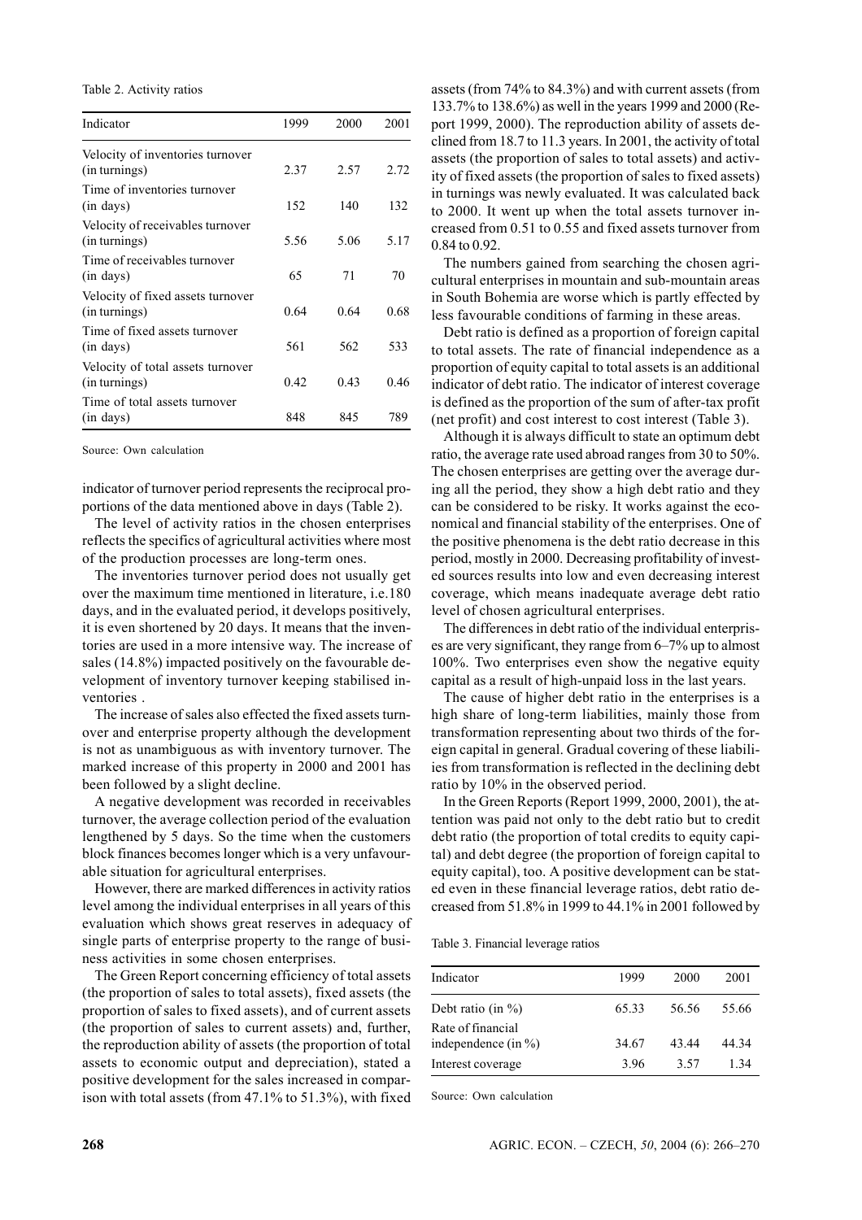Table 2. Activity ratios

| Indicator | 1999 | 2000 | 2001 |
|---|---|---|---|
| Velocity of inventories turnover (in turnings) | 2.37 | 2.57 | 2.72 |
| Time of inventories turnover (in days) | 152 | 140 | 132 |
| Velocity of receivables turnover (in turnings) | 5.56 | 5.06 | 5.17 |
| Time of receivables turnover (in days) | 65 | 71 | 70 |
| Velocity of fixed assets turnover (in turnings) | 0.64 | 0.64 | 0.68 |
| Time of fixed assets turnover (in days) | 561 | 562 | 533 |
| Velocity of total assets turnover (in turnings) | 0.42 | 0.43 | 0.46 |
| Time of total assets turnover (in days) | 848 | 845 | 789 |

Source: Own calculation

indicator of turnover period represents the reciprocal proportions of the data mentioned above in days (Table 2).

The level of activity ratios in the chosen enterprises reflects the specifics of agricultural activities where most of the production processes are long-term ones.

The inventories turnover period does not usually get over the maximum time mentioned in literature, i.e.180 days, and in the evaluated period, it develops positively, it is even shortened by 20 days. It means that the inventories are used in a more intensive way. The increase of sales (14.8%) impacted positively on the favourable development of inventory turnover keeping stabilised inventories .

The increase of sales also effected the fixed assets turnover and enterprise property although the development is not as unambiguous as with inventory turnover. The marked increase of this property in 2000 and 2001 has been followed by a slight decline.

A negative development was recorded in receivables turnover, the average collection period of the evaluation lengthened by 5 days. So the time when the customers block finances becomes longer which is a very unfavourable situation for agricultural enterprises.

However, there are marked differences in activity ratios level among the individual enterprises in all years of this evaluation which shows great reserves in adequacy of single parts of enterprise property to the range of business activities in some chosen enterprises.

The Green Report concerning efficiency of total assets (the proportion of sales to total assets), fixed assets (the proportion of sales to fixed assets), and of current assets (the proportion of sales to current assets) and, further, the reproduction ability of assets (the proportion of total assets to economic output and depreciation), stated a positive development for the sales increased in comparison with total assets (from 47.1% to 51.3%), with fixed assets (from 74% to 84.3%) and with current assets (from 133.7% to 138.6%) as well in the years 1999 and 2000 (Report 1999, 2000). The reproduction ability of assets declined from 18.7 to 11.3 years. In 2001, the activity of total assets (the proportion of sales to total assets) and activity of fixed assets (the proportion of sales to fixed assets) in turnings was newly evaluated. It was calculated back to 2000. It went up when the total assets turnover increased from 0.51 to 0.55 and fixed assets turnover from 0.84 to 0.92.

The numbers gained from searching the chosen agricultural enterprises in mountain and sub-mountain areas in South Bohemia are worse which is partly effected by less favourable conditions of farming in these areas.

Debt ratio is defined as a proportion of foreign capital to total assets. The rate of financial independence as a proportion of equity capital to total assets is an additional indicator of debt ratio. The indicator of interest coverage is defined as the proportion of the sum of after-tax profit (net profit) and cost interest to cost interest (Table 3).

Although it is always difficult to state an optimum debt ratio, the average rate used abroad ranges from 30 to 50%. The chosen enterprises are getting over the average during all the period, they show a high debt ratio and they can be considered to be risky. It works against the economical and financial stability of the enterprises. One of the positive phenomena is the debt ratio decrease in this period, mostly in 2000. Decreasing profitability of invested sources results into low and even decreasing interest coverage, which means inadequate average debt ratio level of chosen agricultural enterprises.

The differences in debt ratio of the individual enterprises are very significant, they range from 6–7% up to almost 100%. Two enterprises even show the negative equity capital as a result of high-unpaid loss in the last years.

The cause of higher debt ratio in the enterprises is a high share of long-term liabilities, mainly those from transformation representing about two thirds of the foreign capital in general. Gradual covering of these liabilities from transformation is reflected in the declining debt ratio by 10% in the observed period.

In the Green Reports (Report 1999, 2000, 2001), the attention was paid not only to the debt ratio but to credit debt ratio (the proportion of total credits to equity capital) and debt degree (the proportion of foreign capital to equity capital), too. A positive development can be stated even in these financial leverage ratios, debt ratio decreased from 51.8% in 1999 to 44.1% in 2001 followed by

Table 3. Financial leverage ratios

| Indicator | 1999 | 2000 | 2001 |
|---|---|---|---|
| Debt ratio (in %) | 65.33 | 56.56 | 55.66 |
| Rate of financial independence (in %) | 34.67 | 43.44 | 44.34 |
| Interest coverage | 3.96 | 3.57 | 1.34 |

Source: Own calculation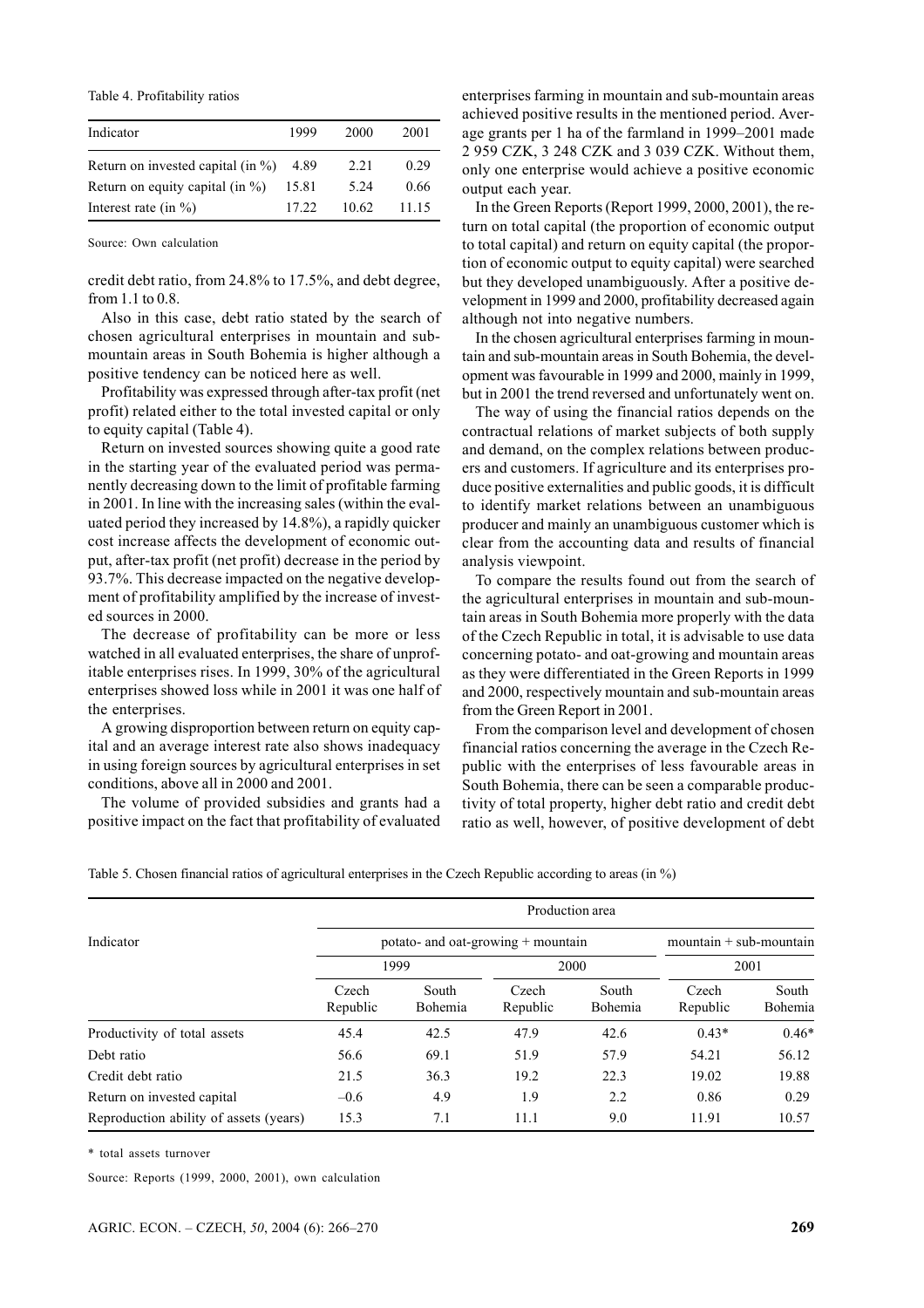Table 4. Profitability ratios

| Indicator | 1999 | 2000 | 2001 |
|---|---|---|---|
| Return on invested capital (in %) | 4.89 | 2.21 | 0.29 |
| Return on equity capital (in %) | 15.81 | 5.24 | 0.66 |
| Interest rate (in %) | 17.22 | 10.62 | 11.15 |

Source: Own calculation

credit debt ratio, from 24.8% to 17.5%, and debt degree, from 1.1 to 0.8.

Also in this case, debt ratio stated by the search of chosen agricultural enterprises in mountain and sub-mountain areas in South Bohemia is higher although a positive tendency can be noticed here as well.

Profitability was expressed through after-tax profit (net profit) related either to the total invested capital or only to equity capital (Table 4).

Return on invested sources showing quite a good rate in the starting year of the evaluated period was permanently decreasing down to the limit of profitable farming in 2001. In line with the increasing sales (within the evaluated period they increased by 14.8%), a rapidly quicker cost increase affects the development of economic output, after-tax profit (net profit) decrease in the period by 93.7%. This decrease impacted on the negative development of profitability amplified by the increase of invested sources in 2000.

The decrease of profitability can be more or less watched in all evaluated enterprises, the share of unprofitable enterprises rises. In 1999, 30% of the agricultural enterprises showed loss while in 2001 it was one half of the enterprises.

A growing disproportion between return on equity capital and an average interest rate also shows inadequacy in using foreign sources by agricultural enterprises in set conditions, above all in 2000 and 2001.

The volume of provided subsidies and grants had a positive impact on the fact that profitability of evaluated enterprises farming in mountain and sub-mountain areas achieved positive results in the mentioned period. Average grants per 1 ha of the farmland in 1999–2001 made 2 959 CZK, 3 248 CZK and 3 039 CZK. Without them, only one enterprise would achieve a positive economic output each year.

In the Green Reports (Report 1999, 2000, 2001), the return on total capital (the proportion of economic output to total capital) and return on equity capital (the proportion of economic output to equity capital) were searched but they developed unambiguously. After a positive development in 1999 and 2000, profitability decreased again although not into negative numbers.

In the chosen agricultural enterprises farming in mountain and sub-mountain areas in South Bohemia, the development was favourable in 1999 and 2000, mainly in 1999, but in 2001 the trend reversed and unfortunately went on.

The way of using the financial ratios depends on the contractual relations of market subjects of both supply and demand, on the complex relations between producers and customers. If agriculture and its enterprises produce positive externalities and public goods, it is difficult to identify market relations between an unambiguous producer and mainly an unambiguous customer which is clear from the accounting data and results of financial analysis viewpoint.

To compare the results found out from the search of the agricultural enterprises in mountain and sub-mountain areas in South Bohemia more properly with the data of the Czech Republic in total, it is advisable to use data concerning potato- and oat-growing and mountain areas as they were differentiated in the Green Reports in 1999 and 2000, respectively mountain and sub-mountain areas from the Green Report in 2001.

From the comparison level and development of chosen financial ratios concerning the average in the Czech Republic with the enterprises of less favourable areas in South Bohemia, there can be seen a comparable productivity of total property, higher debt ratio and credit debt ratio as well, however, of positive development of debt

Table 5. Chosen financial ratios of agricultural enterprises in the Czech Republic according to areas (in %)

| Indicator | Production area | | | | | |
|---|---|---|---|---|---|---|
| | potato- and oat-growing + mountain | | | | mountain + sub-mountain | |
| | 1999 | | 2000 | | 2001 | |
| | Czech Republic | South Bohemia | Czech Republic | South Bohemia | Czech Republic | South Bohemia |
| Productivity of total assets | 45.4 | 42.5 | 47.9 | 42.6 | 0.43* | 0.46* |
| Debt ratio | 56.6 | 69.1 | 51.9 | 57.9 | 54.21 | 56.12 |
| Credit debt ratio | 21.5 | 36.3 | 19.2 | 22.3 | 19.02 | 19.88 |
| Return on invested capital | –0.6 | 4.9 | 1.9 | 2.2 | 0.86 | 0.29 |
| Reproduction ability of assets (years) | 15.3 | 7.1 | 11.1 | 9.0 | 11.91 | 10.57 |

\* total assets turnover

Source: Reports (1999, 2000, 2001), own calculation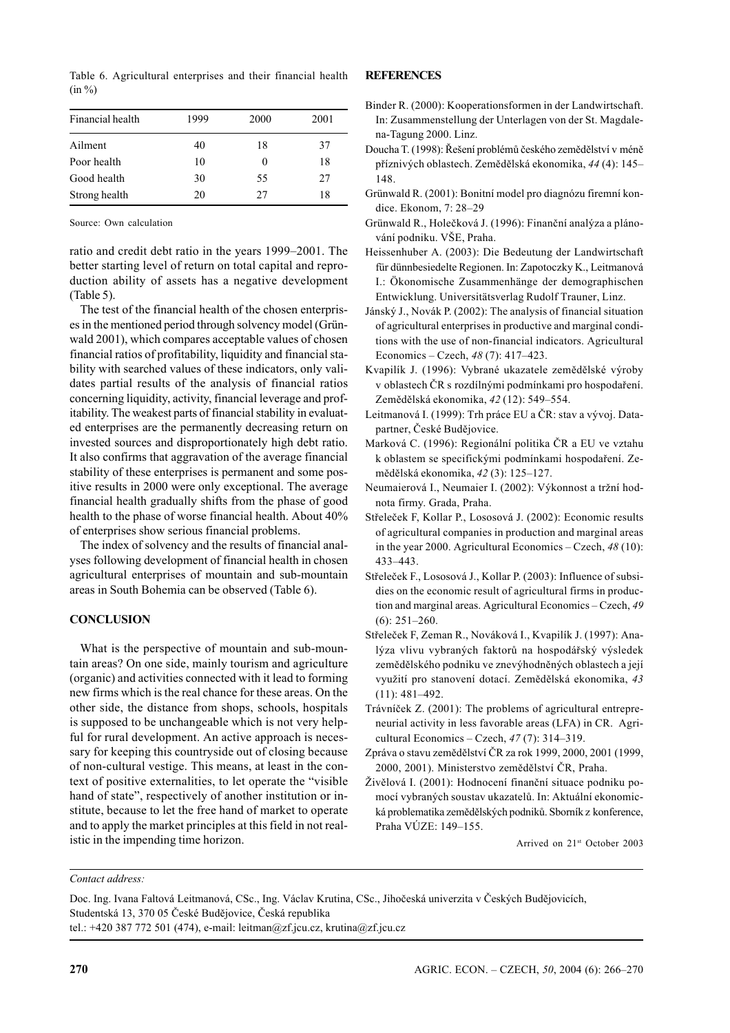Table 6. Agricultural enterprises and their financial health (in %)

| Financial health | 1999 | 2000 | 2001 |
|---|---|---|---|
| Ailment | 40 | 18 | 37 |
| Poor health | 10 | 0 | 18 |
| Good health | 30 | 55 | 27 |
| Strong health | 20 | 27 | 18 |

Source: Own calculation

ratio and credit debt ratio in the years 1999–2001. The better starting level of return on total capital and reproduction ability of assets has a negative development (Table 5).

The test of the financial health of the chosen enterprises in the mentioned period through solvency model (Grünwald 2001), which compares acceptable values of chosen financial ratios of profitability, liquidity and financial stability with searched values of these indicators, only validates partial results of the analysis of financial ratios concerning liquidity, activity, financial leverage and profitability. The weakest parts of financial stability in evaluated enterprises are the permanently decreasing return on invested sources and disproportionately high debt ratio. It also confirms that aggravation of the average financial stability of these enterprises is permanent and some positive results in 2000 were only exceptional. The average financial health gradually shifts from the phase of good health to the phase of worse financial health. About 40% of enterprises show serious financial problems.

The index of solvency and the results of financial analyses following development of financial health in chosen agricultural enterprises of mountain and sub-mountain areas in South Bohemia can be observed (Table 6).

## CONCLUSION

What is the perspective of mountain and sub-mountain areas? On one side, mainly tourism and agriculture (organic) and activities connected with it lead to forming new firms which is the real chance for these areas. On the other side, the distance from shops, schools, hospitals is supposed to be unchangeable which is not very helpful for rural development. An active approach is necessary for keeping this countryside out of closing because of non-cultural vestige. This means, at least in the context of positive externalities, to let operate the "visible hand of state", respectively of another institution or institute, because to let the free hand of market to operate and to apply the market principles at this field in not realistic in the impending time horizon.

## REFERENCES

Binder R. (2000): Kooperationsformen in der Landwirtschaft. In: Zusammenstellung der Unterlagen von der St. Magdalena-Tagung 2000. Linz.

Doucha T. (1998): Řešení problémů českého zemědělství v méně příznivých oblastech. Zemědělská ekonomika, *44* (4): 145–148.

Grünwald R. (2001): Bonitní model pro diagnózu firemní kondice. Ekonom, 7: 28–29

Grünwald R., Holečková J. (1996): Finanční analýza a plánování podniku. VŠE, Praha.

Heissenhuber A. (2003): Die Bedeutung der Landwirtschaft für dünnbesiedelte Regionen. In: Zapotoczky K., Leitmanová I.: Ökonomische Zusammenhänge der demographischen Entwicklung. Universitätsverlag Rudolf Trauner, Linz.

Jánský J., Novák P. (2002): The analysis of financial situation of agricultural enterprises in productive and marginal conditions with the use of non-financial indicators. Agricultural Economics – Czech, *48* (7): 417–423.

Kvapilík J. (1996): Vybrané ukazatele zemědělské výroby v oblastech ČR s rozdílnými podmínkami pro hospodaření. Zemědělská ekonomika, *42* (12): 549–554.

Leitmanová I. (1999): Trh práce EU a ČR: stav a vývoj. Datapartner, České Budějovice.

Marková C. (1996): Regionální politika ČR a EU ve vztahu k oblastem se specifickými podmínkami hospodaření. Zemědělská ekonomika, *42* (3): 125–127.

Neumaierová I., Neumaier I. (2002): Výkonnost a tržní hodnota firmy. Grada, Praha.

Střeleček F, Kollar P., Lososová J. (2002): Economic results of agricultural companies in production and marginal areas in the year 2000. Agricultural Economics – Czech, *48* (10): 433–443.

Střeleček F., Lososová J., Kollar P. (2003): Influence of subsidies on the economic result of agricultural firms in production and marginal areas. Agricultural Economics – Czech, *49* (6): 251–260.

Střeleček F, Zeman R., Nováková I., Kvapilík J. (1997): Analýza vlivu vybraných faktorů na hospodářský výsledek zemědělského podniku ve znevýhodněných oblastech a její využití pro stanovení dotací. Zemědělská ekonomika, *43* (11): 481–492.

Trávníček Z. (2001): The problems of agricultural entrepreneurial activity in less favorable areas (LFA) in CR. Agricultural Economics – Czech, *47* (7): 314–319.

Zpráva o stavu zemědělství ČR za rok 1999, 2000, 2001 (1999, 2000, 2001). Ministerstvo zemědělství ČR, Praha.

Živělová I. (2001): Hodnocení finanční situace podniku pomocí vybraných soustav ukazatelů. In: Aktuální ekonomická problematika zemědělských podniků. Sborník z konference, Praha VÚZE: 149–155.

Arrived on 21st October 2003

*Contact address:*

Doc. Ing. Ivana Faltová Leitmanová, CSc., Ing. Václav Krutina, CSc., Jihočeská univerzita v Českých Budějovicích, Studentská 13, 370 05 České Budějovice, Česká republika
tel.: +420 387 772 501 (474), e-mail: leitman@zf.jcu.cz, krutina@zf.jcu.cz